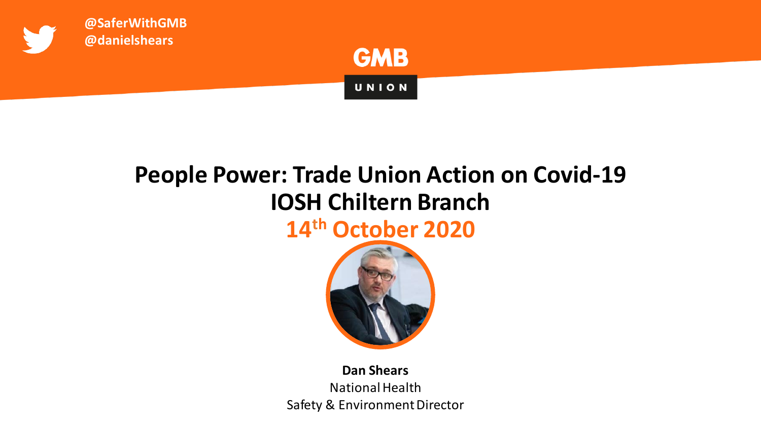@SaferWithGMB
@danielshears

GMB UNION

# People Power: Trade Union Action on Covid-19
## IOSH Chiltern Branch
## 14th October 2020

**Dan Shears**
National Health
Safety & Environment Director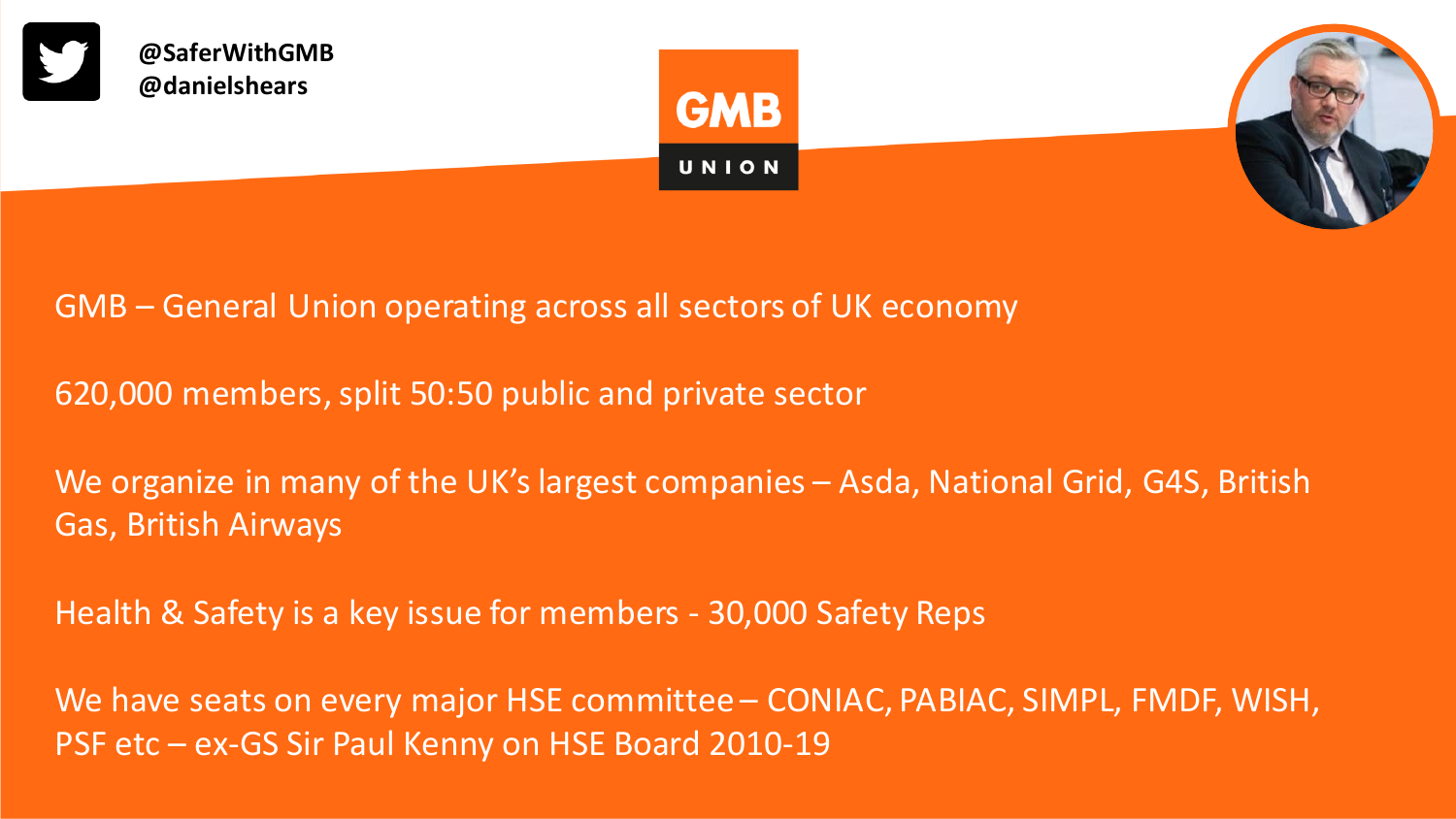@SaferWithGMB
@danielshears

**GMB UNION**

GMB – General Union operating across all sectors of UK economy

620,000 members, split 50:50 public and private sector

We organize in many of the UK's largest companies – Asda, National Grid, G4S, British Gas, British Airways

Health & Safety is a key issue for members - 30,000 Safety Reps

We have seats on every major HSE committee – CONIAC, PABIAC, SIMPL, FMDF, WISH, PSF etc – ex-GS Sir Paul Kenny on HSE Board 2010-19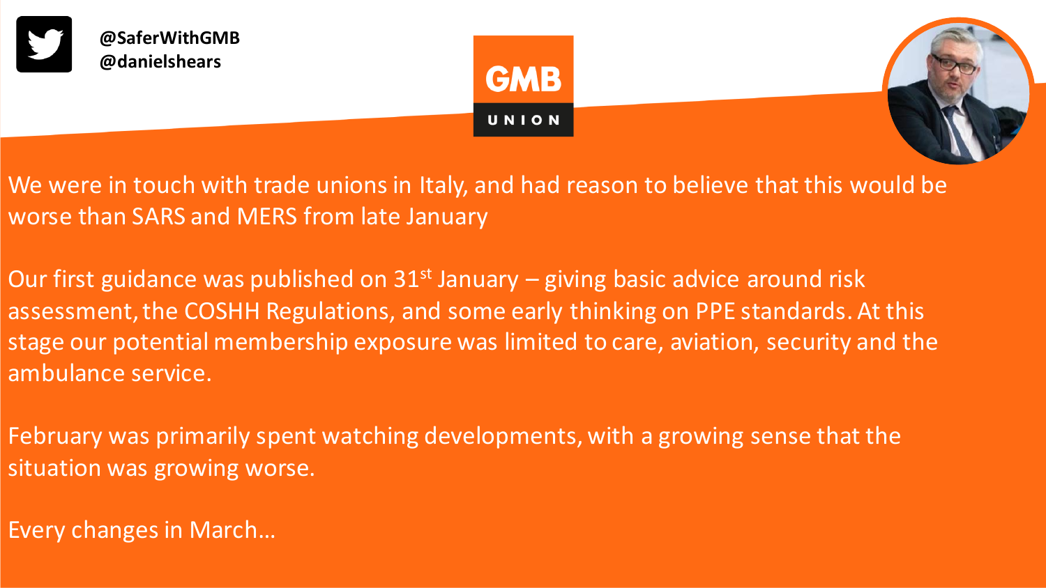@SaferWithGMB
@danielshears

GMB UNION

We were in touch with trade unions in Italy, and had reason to believe that this would be worse than SARS and MERS from late January

Our first guidance was published on 31st January – giving basic advice around risk assessment, the COSHH Regulations, and some early thinking on PPE standards. At this stage our potential membership exposure was limited to care, aviation, security and the ambulance service.

February was primarily spent watching developments, with a growing sense that the situation was growing worse.

Every changes in March…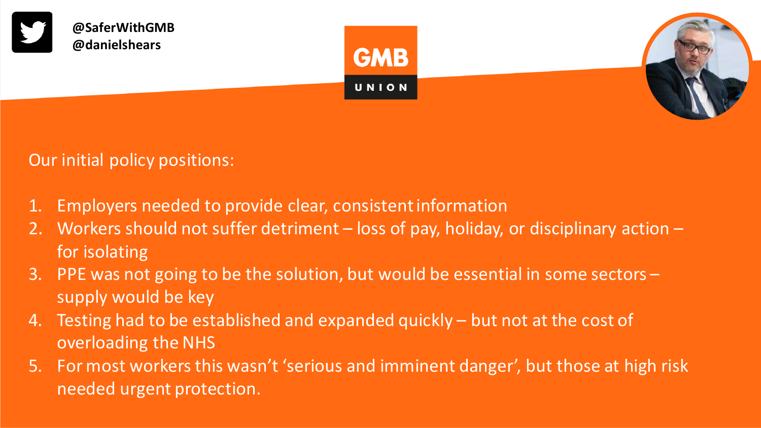@SaferWithGMB
@danielshears

GMB UNION

Our initial policy positions:

1. Employers needed to provide clear, consistent information
2. Workers should not suffer detriment – loss of pay, holiday, or disciplinary action – for isolating
3. PPE was not going to be the solution, but would be essential in some sectors – supply would be key
4. Testing had to be established and expanded quickly – but not at the cost of overloading the NHS
5. For most workers this wasn't 'serious and imminent danger', but those at high risk needed urgent protection.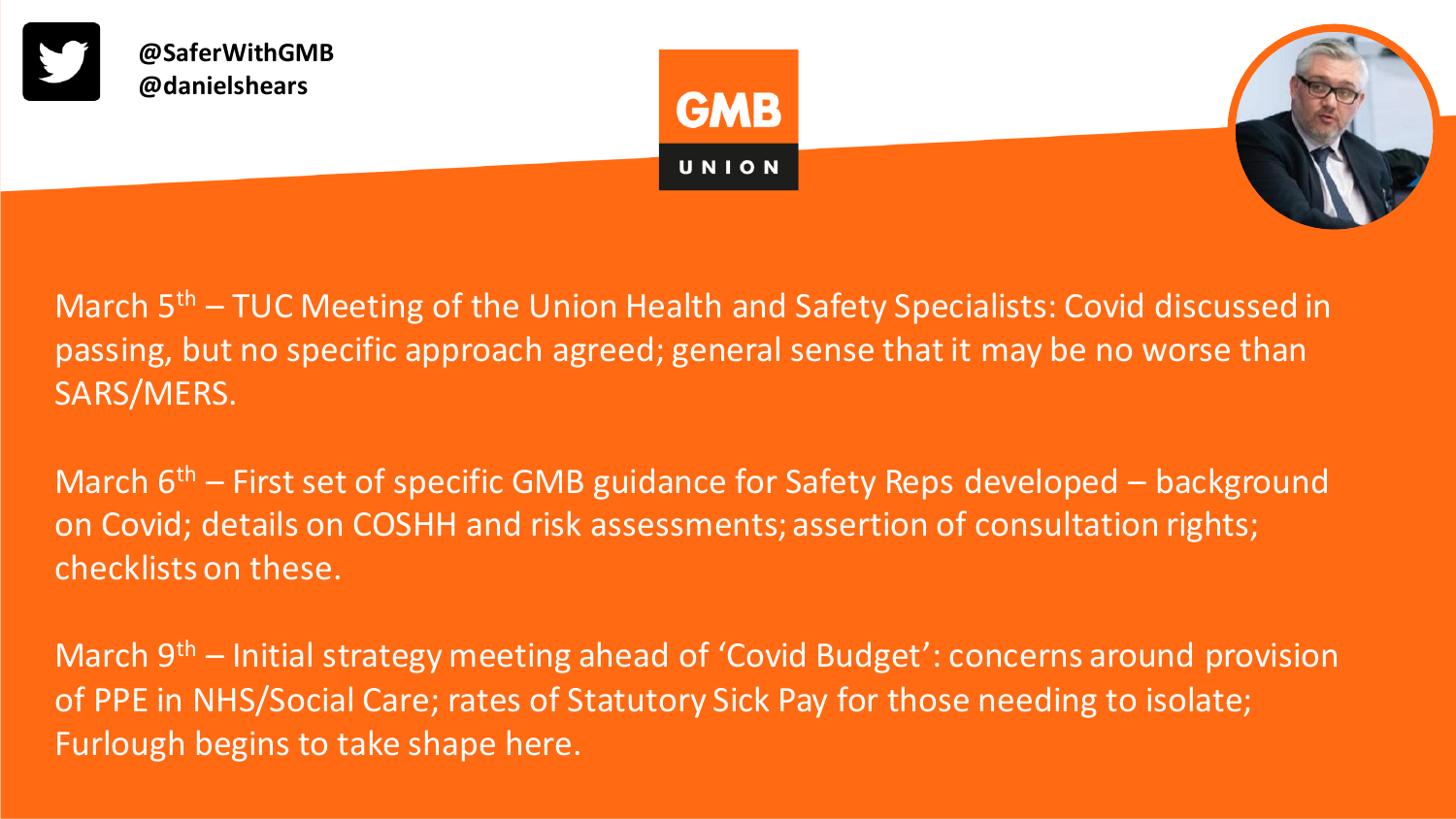@SaferWithGMB
@danielshears

GMB UNION

March 5th – TUC Meeting of the Union Health and Safety Specialists: Covid discussed in passing, but no specific approach agreed; general sense that it may be no worse than SARS/MERS.

March 6th – First set of specific GMB guidance for Safety Reps developed – background on Covid; details on COSHH and risk assessments; assertion of consultation rights; checklists on these.

March 9th – Initial strategy meeting ahead of 'Covid Budget': concerns around provision of PPE in NHS/Social Care; rates of Statutory Sick Pay for those needing to isolate; Furlough begins to take shape here.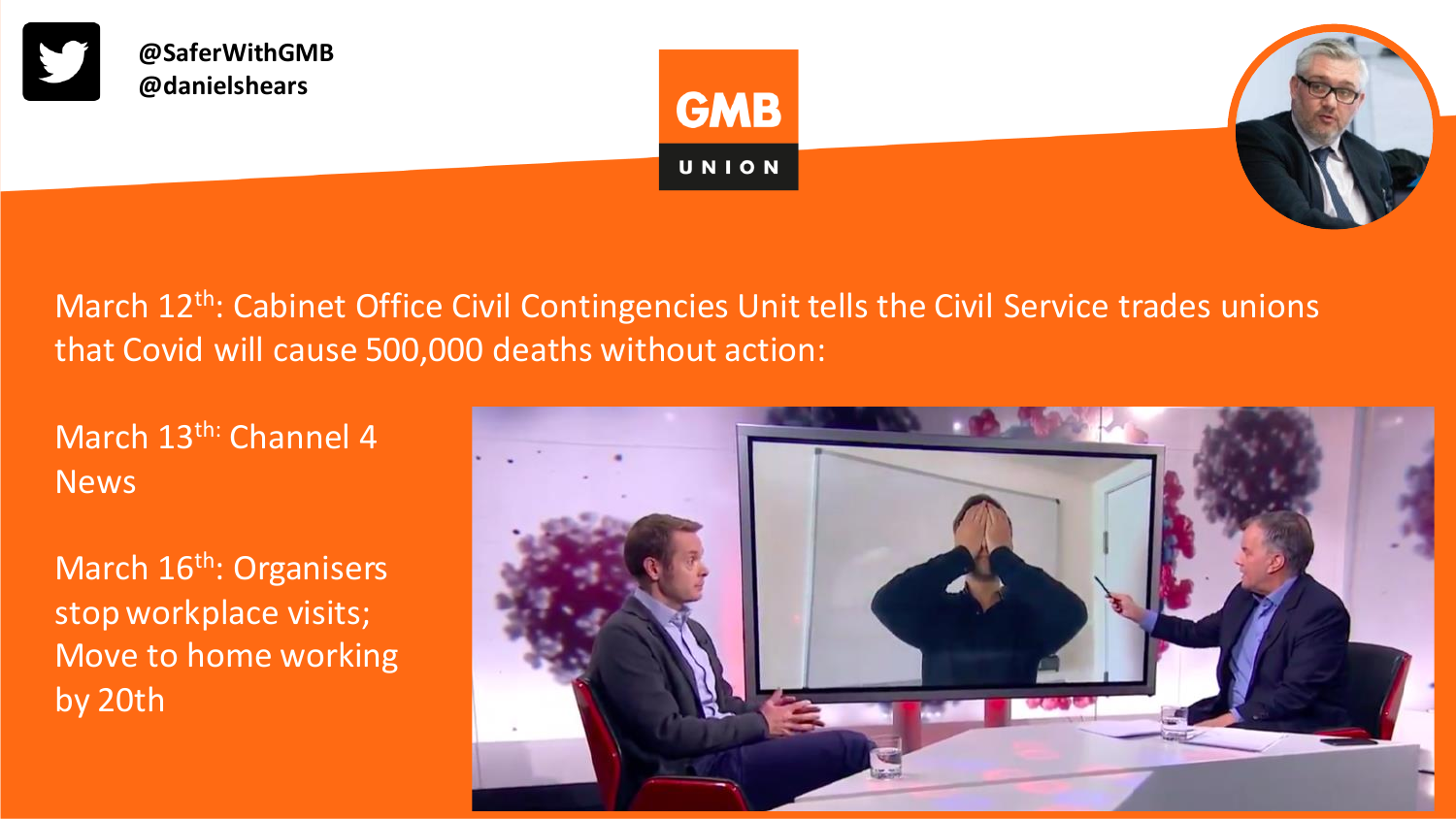@SaferWithGMB
@danielshears

GMB UNION

March 12th: Cabinet Office Civil Contingencies Unit tells the Civil Service trades unions that Covid will cause 500,000 deaths without action:

March 13th: Channel 4 News

March 16th: Organisers stop workplace visits; Move to home working by 20th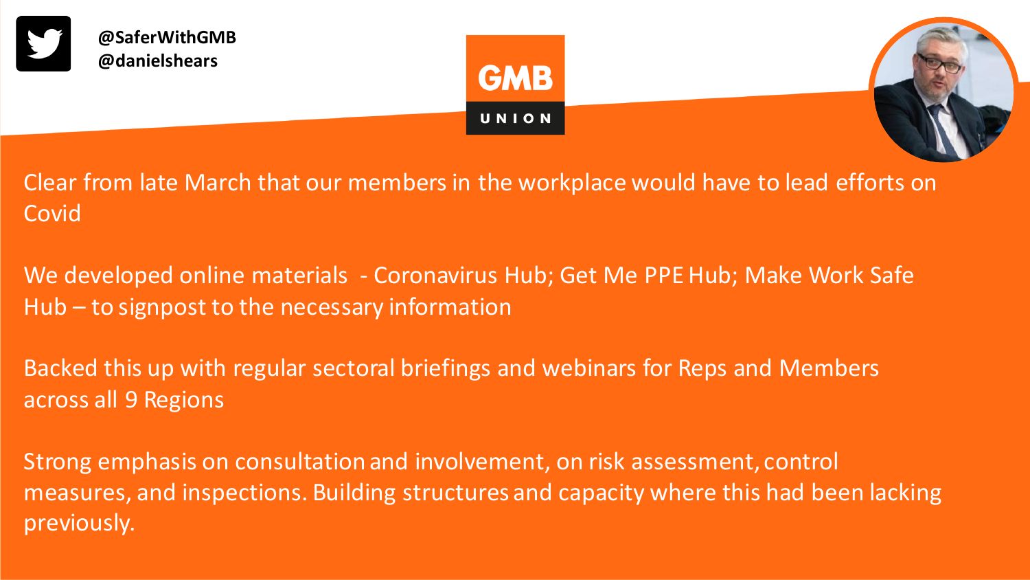@SaferWithGMB
@danielshears

GMB UNION

Clear from late March that our members in the workplace would have to lead efforts on Covid

We developed online materials - Coronavirus Hub; Get Me PPE Hub; Make Work Safe Hub – to signpost to the necessary information

Backed this up with regular sectoral briefings and webinars for Reps and Members across all 9 Regions

Strong emphasis on consultation and involvement, on risk assessment, control measures, and inspections. Building structures and capacity where this had been lacking previously.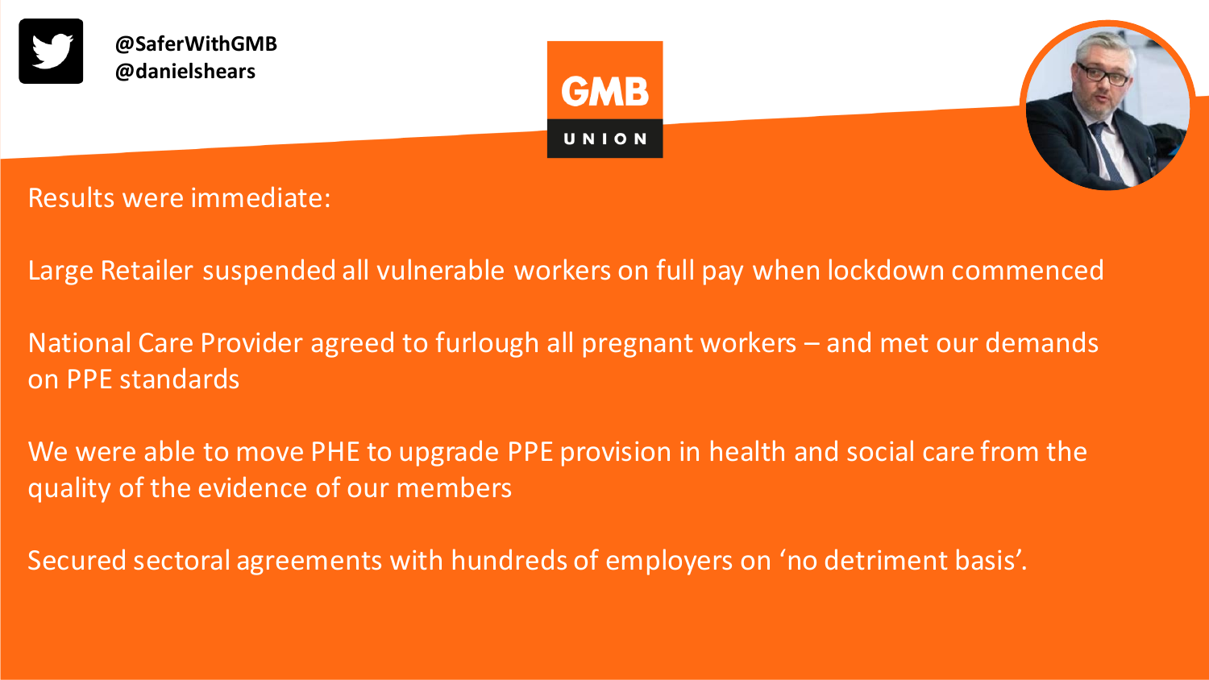@SaferWithGMB
@danielshears

GMB UNION

Results were immediate:

Large Retailer suspended all vulnerable workers on full pay when lockdown commenced

National Care Provider agreed to furlough all pregnant workers – and met our demands on PPE standards

We were able to move PHE to upgrade PPE provision in health and social care from the quality of the evidence of our members

Secured sectoral agreements with hundreds of employers on 'no detriment basis'.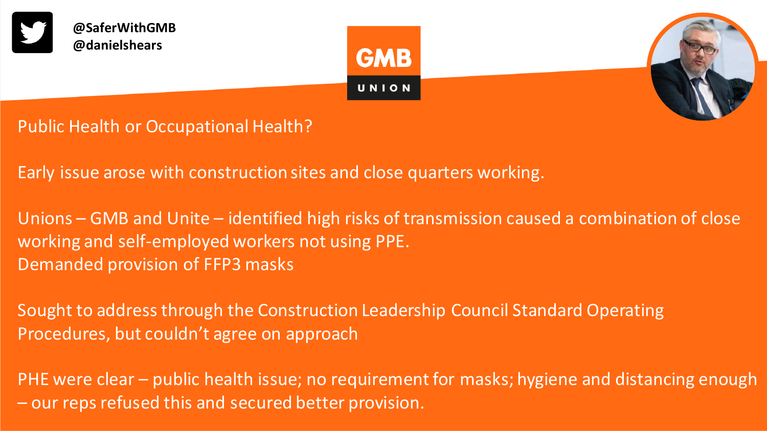@SaferWithGMB
@danielshears

GMB UNION

## Public Health or Occupational Health?

Early issue arose with construction sites and close quarters working.

Unions – GMB and Unite – identified high risks of transmission caused a combination of close working and self-employed workers not using PPE.
Demanded provision of FFP3 masks

Sought to address through the Construction Leadership Council Standard Operating Procedures, but couldn't agree on approach

PHE were clear – public health issue; no requirement for masks; hygiene and distancing enough – our reps refused this and secured better provision.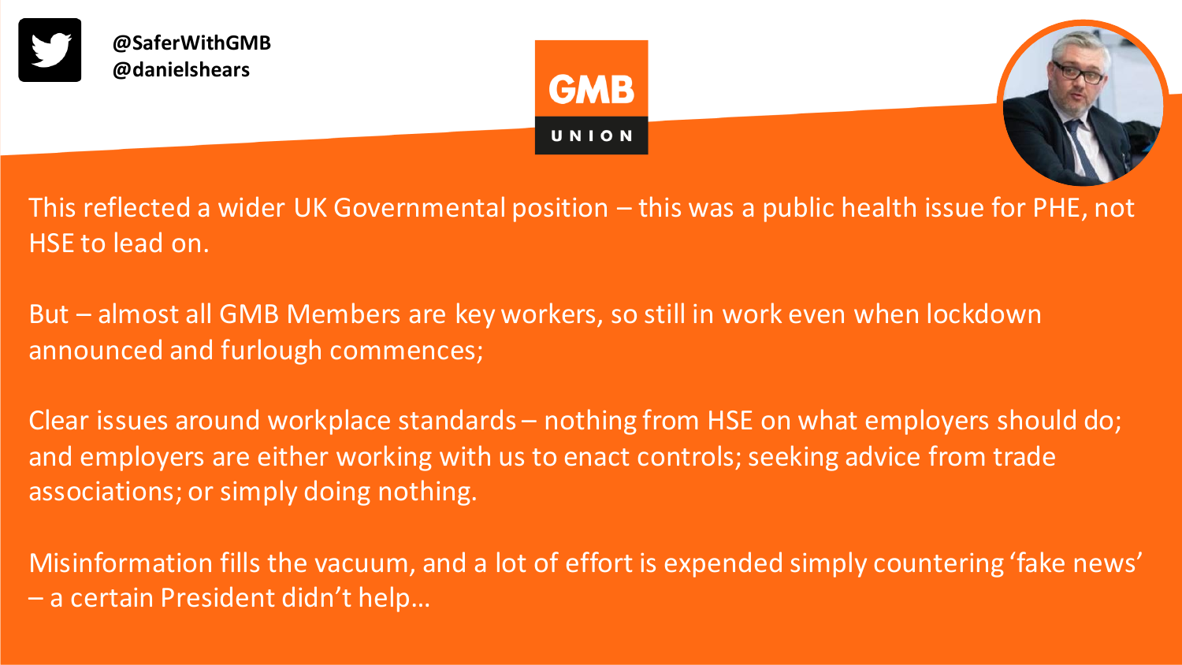@SaferWithGMB
@danielshears

GMB UNION

This reflected a wider UK Governmental position – this was a public health issue for PHE, not HSE to lead on.

But – almost all GMB Members are key workers, so still in work even when lockdown announced and furlough commences;

Clear issues around workplace standards – nothing from HSE on what employers should do; and employers are either working with us to enact controls; seeking advice from trade associations; or simply doing nothing.

Misinformation fills the vacuum, and a lot of effort is expended simply countering 'fake news' – a certain President didn't help…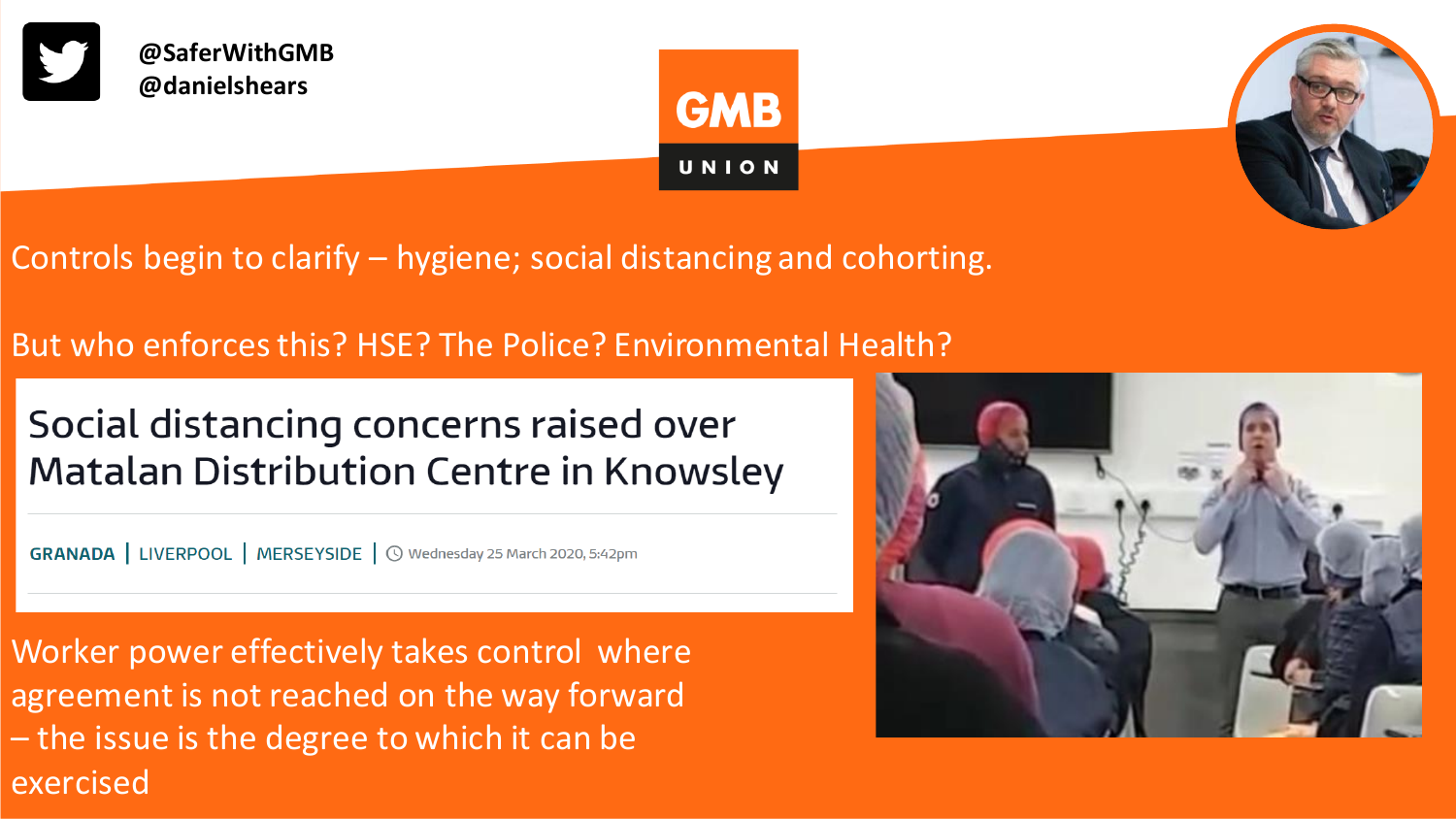@SaferWithGMB
@danielshears

GMB UNION

Controls begin to clarify – hygiene; social distancing and cohorting.

But who enforces this? HSE? The Police? Environmental Health?

## Social distancing concerns raised over Matalan Distribution Centre in Knowsley

GRANADA | LIVERPOOL | MERSEYSIDE | Wednesday 25 March 2020, 5:42pm

Worker power effectively takes control where agreement is not reached on the way forward – the issue is the degree to which it can be exercised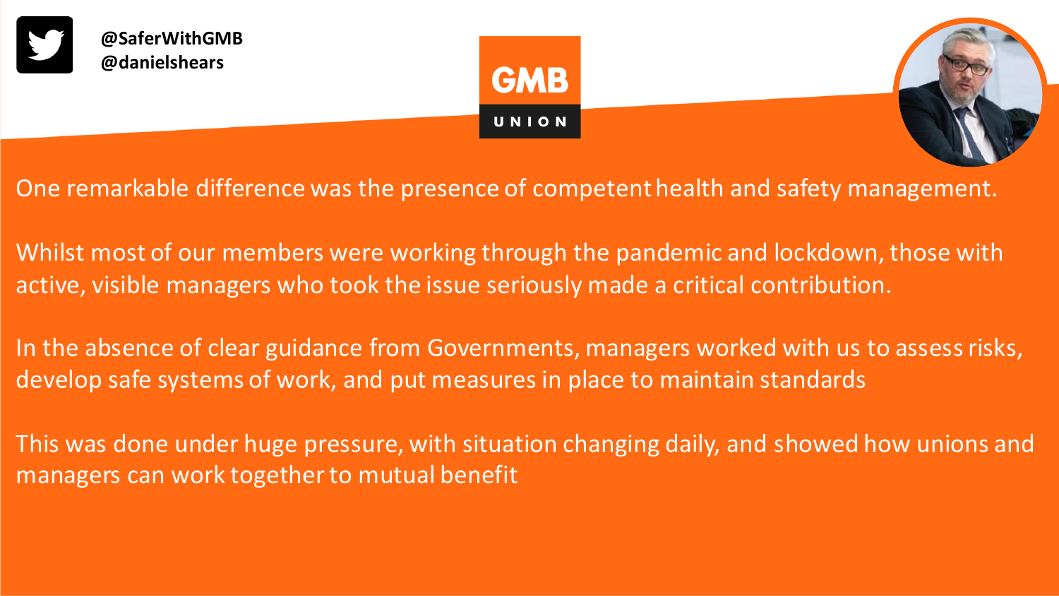@SaferWithGMB
@danielshears

GMB UNION

One remarkable difference was the presence of competent health and safety management.

Whilst most of our members were working through the pandemic and lockdown, those with active, visible managers who took the issue seriously made a critical contribution.

In the absence of clear guidance from Governments, managers worked with us to assess risks, develop safe systems of work, and put measures in place to maintain standards

This was done under huge pressure, with situation changing daily, and showed how unions and managers can work together to mutual benefit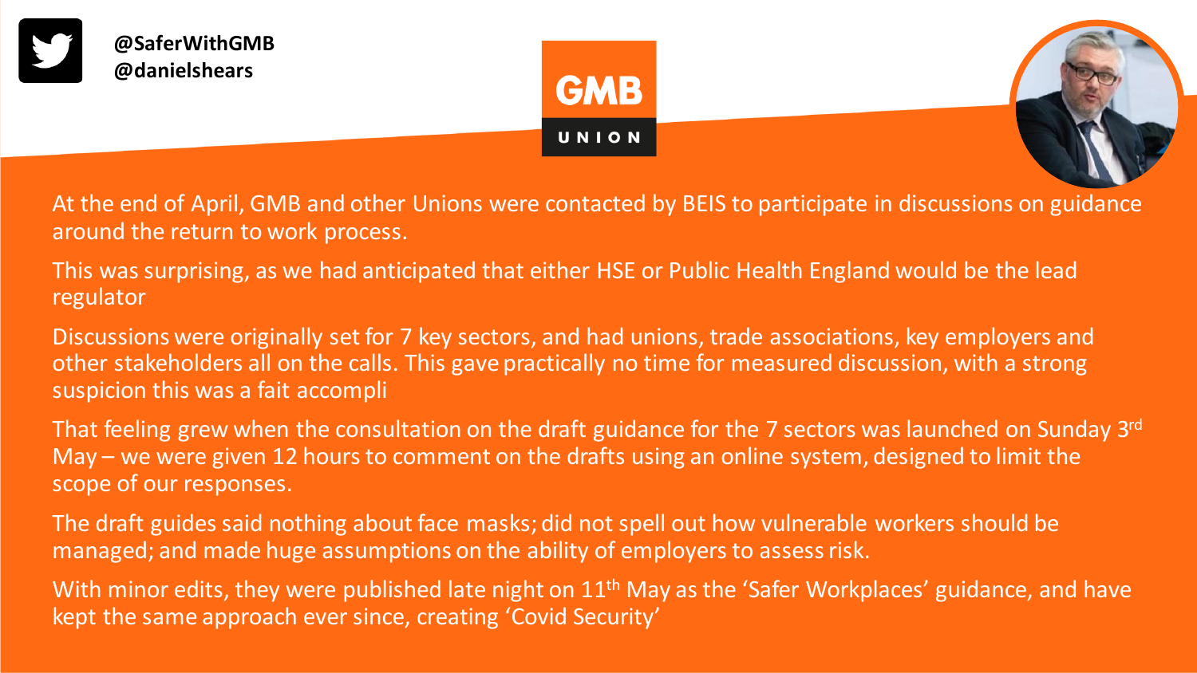@SaferWithGMB
@danielshears

GMB UNION

At the end of April, GMB and other Unions were contacted by BEIS to participate in discussions on guidance around the return to work process.

This was surprising, as we had anticipated that either HSE or Public Health England would be the lead regulator

Discussions were originally set for 7 key sectors, and had unions, trade associations, key employers and other stakeholders all on the calls. This gave practically no time for measured discussion, with a strong suspicion this was a fait accompli

That feeling grew when the consultation on the draft guidance for the 7 sectors was launched on Sunday 3rd May – we were given 12 hours to comment on the drafts using an online system, designed to limit the scope of our responses.

The draft guides said nothing about face masks; did not spell out how vulnerable workers should be managed; and made huge assumptions on the ability of employers to assess risk.

With minor edits, they were published late night on 11th May as the 'Safer Workplaces' guidance, and have kept the same approach ever since, creating 'Covid Security'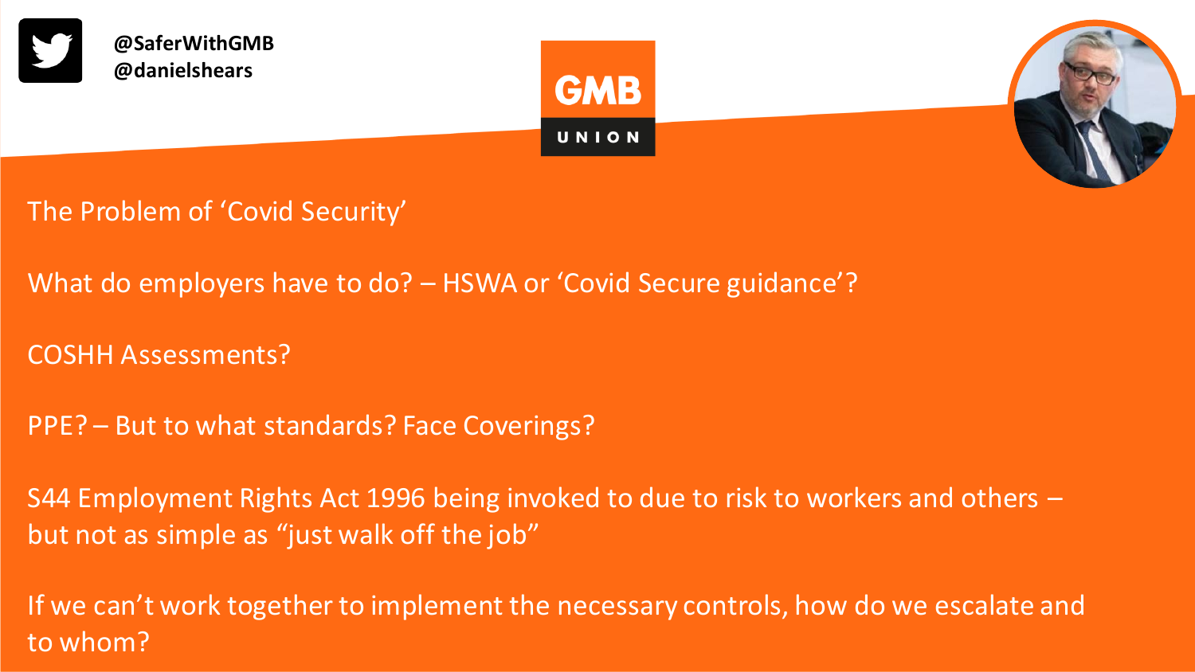@SaferWithGMB
@danielshears

GMB UNION

## The Problem of 'Covid Security'

What do employers have to do? – HSWA or 'Covid Secure guidance'?

COSHH Assessments?

PPE? – But to what standards? Face Coverings?

S44 Employment Rights Act 1996 being invoked to due to risk to workers and others – but not as simple as "just walk off the job"

If we can't work together to implement the necessary controls, how do we escalate and to whom?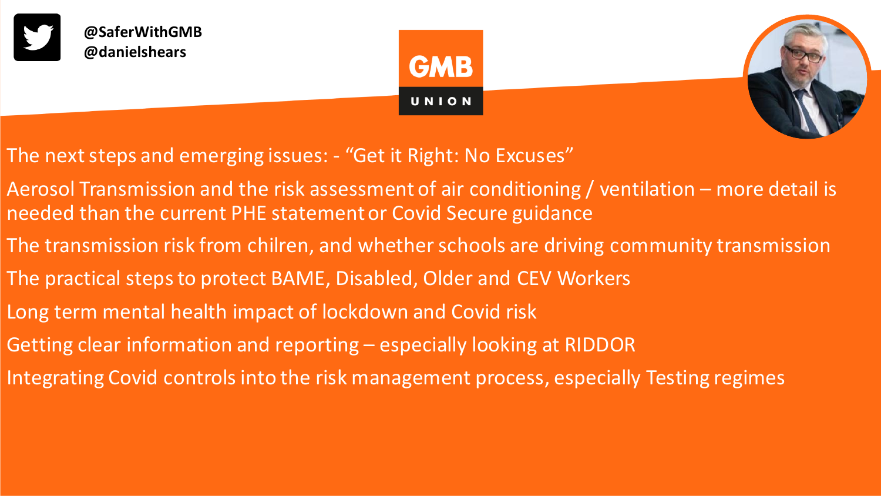@SaferWithGMB
@danielshears

GMB UNION

The next steps and emerging issues: - “Get it Right: No Excuses”

Aerosol Transmission and the risk assessment of air conditioning / ventilation – more detail is needed than the current PHE statement or Covid Secure guidance

The transmission risk from chilren, and whether schools are driving community transmission

The practical steps to protect BAME, Disabled, Older and CEV Workers

Long term mental health impact of lockdown and Covid risk

Getting clear information and reporting – especially looking at RIDDOR

Integrating Covid controls into the risk management process, especially Testing regimes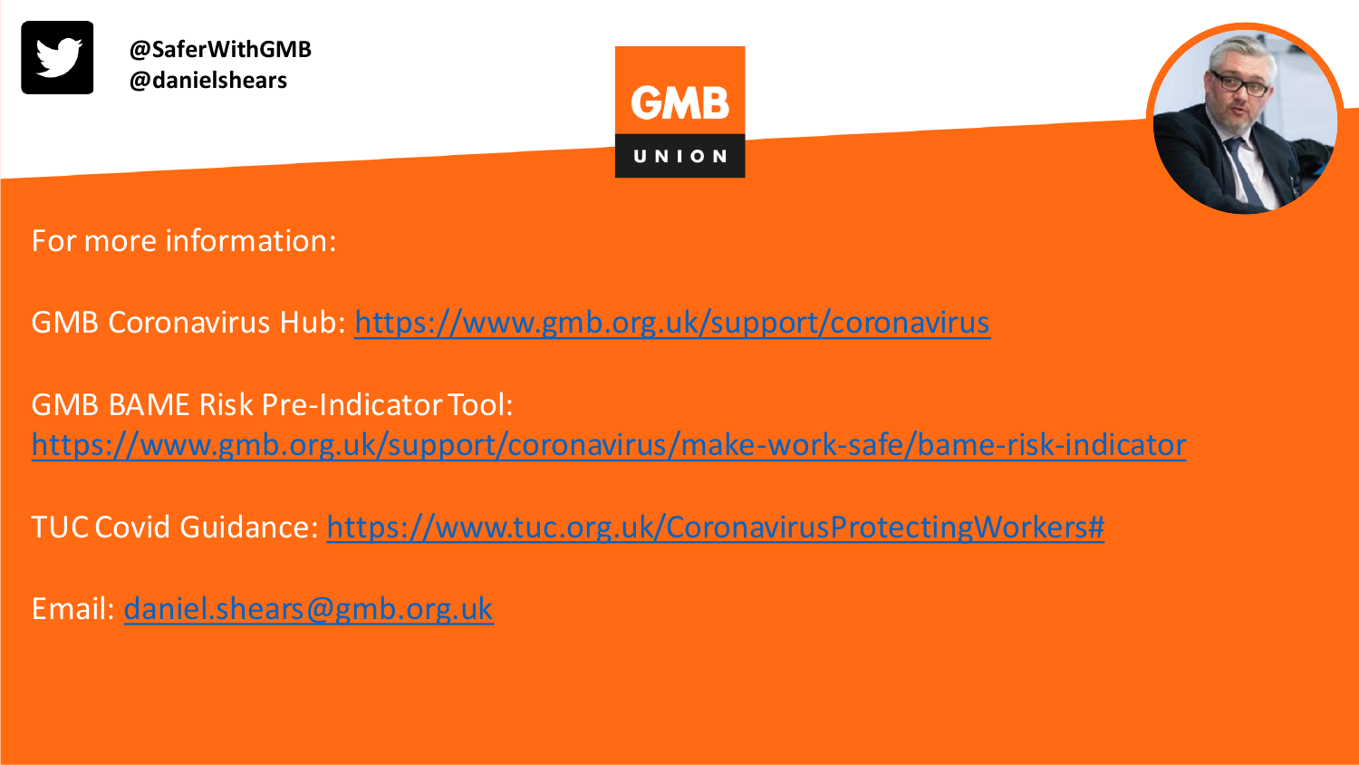@SaferWithGMB
@danielshears

GMB UNION

For more information:

GMB Coronavirus Hub: https://www.gmb.org.uk/support/coronavirus

GMB BAME Risk Pre-Indicator Tool:
https://www.gmb.org.uk/support/coronavirus/make-work-safe/bame-risk-indicator

TUC Covid Guidance: https://www.tuc.org.uk/CoronavirusProtectingWorkers#

Email: daniel.shears@gmb.org.uk